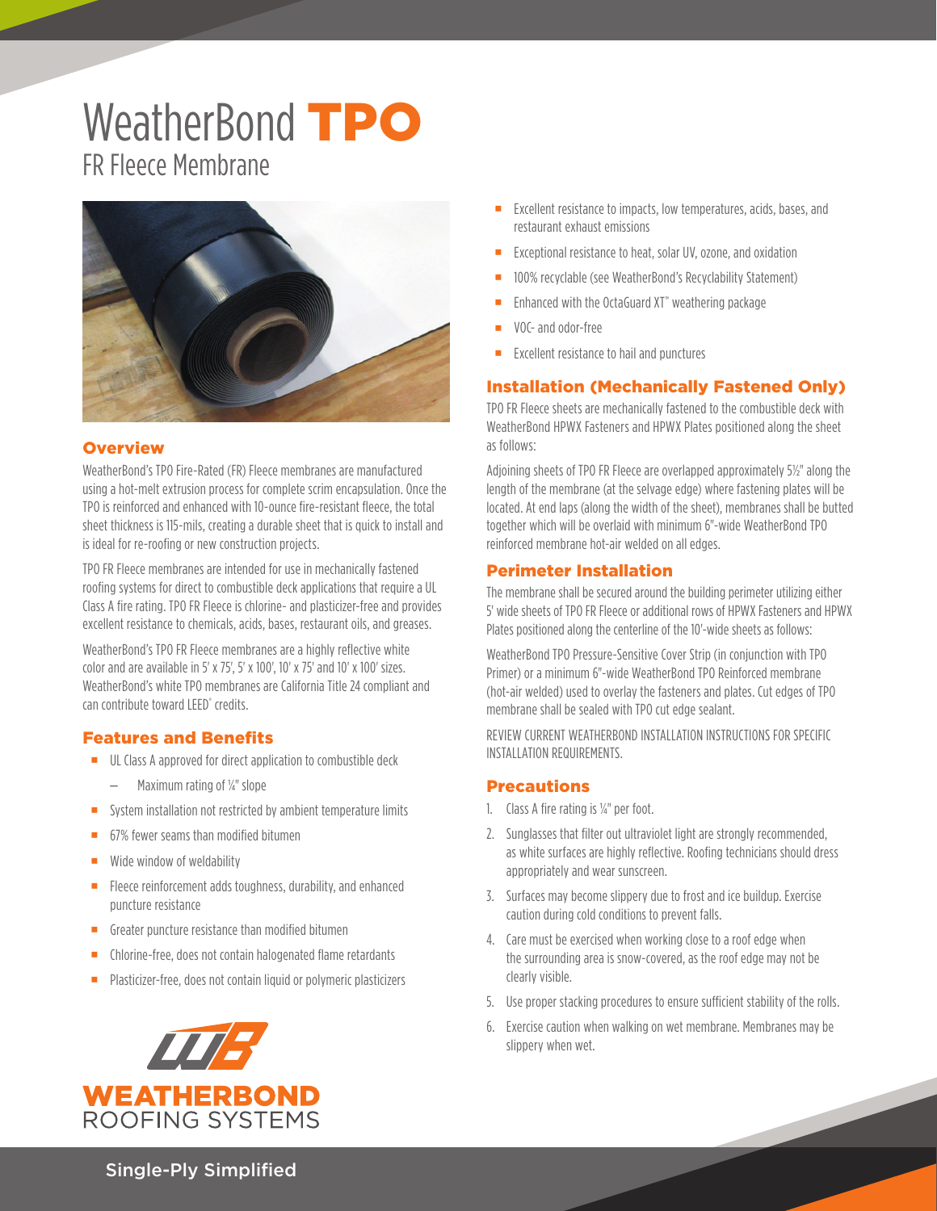# WeatherBond TPO

## FR Fleece Membrane

### Overview

WeatherBond's TPO Fire-Rated (FR) Fleece membranes are manufactured using a hot-melt extrusion process for complete scrim encapsulation. Once the TPO is reinforced and enhanced with 10-ounce fire-resistant fleece, the total sheet thickness is 115-mils, creating a durable sheet that is quick to install and is ideal for re-roofing or new construction projects.

TPO FR Fleece membranes are intended for use in mechanically fastened roofing systems for direct to combustible deck applications that require a UL Class A fire rating. TPO FR Fleece is chlorine- and plasticizer-free and provides excellent resistance to chemicals, acids, bases, restaurant oils, and greases.

WeatherBond's TPO FR Fleece membranes are a highly reflective white color and are available in 5' x 75', 5' x 100', 10' x 75' and 10' x 100' sizes. WeatherBond's white TPO membranes are California Title 24 compliant and can contribute toward LEED® credits.

### Features and Benefits

- UL Class A approved for direct application to combustible deck
  - Maximum rating of ¼" slope
- System installation not restricted by ambient temperature limits
- 67% fewer seams than modified bitumen
- Wide window of weldability
- Fleece reinforcement adds toughness, durability, and enhanced puncture resistance
- Greater puncture resistance than modified bitumen
- Chlorine-free, does not contain halogenated flame retardants
- Plasticizer-free, does not contain liquid or polymeric plasticizers
- Excellent resistance to impacts, low temperatures, acids, bases, and restaurant exhaust emissions
- Exceptional resistance to heat, solar UV, ozone, and oxidation
- 100% recyclable (see WeatherBond's Recyclability Statement)
- Enhanced with the OctaGuard XT™ weathering package
- VOC- and odor-free
- Excellent resistance to hail and punctures

### Installation (Mechanically Fastened Only)

TPO FR Fleece sheets are mechanically fastened to the combustible deck with WeatherBond HPWX Fasteners and HPWX Plates positioned along the sheet as follows:

Adjoining sheets of TPO FR Fleece are overlapped approximately 5½" along the length of the membrane (at the selvage edge) where fastening plates will be located. At end laps (along the width of the sheet), membranes shall be butted together which will be overlaid with minimum 6"-wide WeatherBond TPO reinforced membrane hot-air welded on all edges.

### Perimeter Installation

The membrane shall be secured around the building perimeter utilizing either 5' wide sheets of TPO FR Fleece or additional rows of HPWX Fasteners and HPWX Plates positioned along the centerline of the 10'-wide sheets as follows:

WeatherBond TPO Pressure-Sensitive Cover Strip (in conjunction with TPO Primer) or a minimum 6"-wide WeatherBond TPO Reinforced membrane (hot-air welded) used to overlay the fasteners and plates. Cut edges of TPO membrane shall be sealed with TPO cut edge sealant.

REVIEW CURRENT WEATHERBOND INSTALLATION INSTRUCTIONS FOR SPECIFIC INSTALLATION REQUIREMENTS.

### Precautions

1. Class A fire rating is ¼" per foot.
2. Sunglasses that filter out ultraviolet light are strongly recommended, as white surfaces are highly reflective. Roofing technicians should dress appropriately and wear sunscreen.
3. Surfaces may become slippery due to frost and ice buildup. Exercise caution during cold conditions to prevent falls.
4. Care must be exercised when working close to a roof edge when the surrounding area is snow-covered, as the roof edge may not be clearly visible.
5. Use proper stacking procedures to ensure sufficient stability of the rolls.
6. Exercise caution when walking on wet membrane. Membranes may be slippery when wet.

WEATHERBOND ROOFING SYSTEMS

Single-Ply Simplified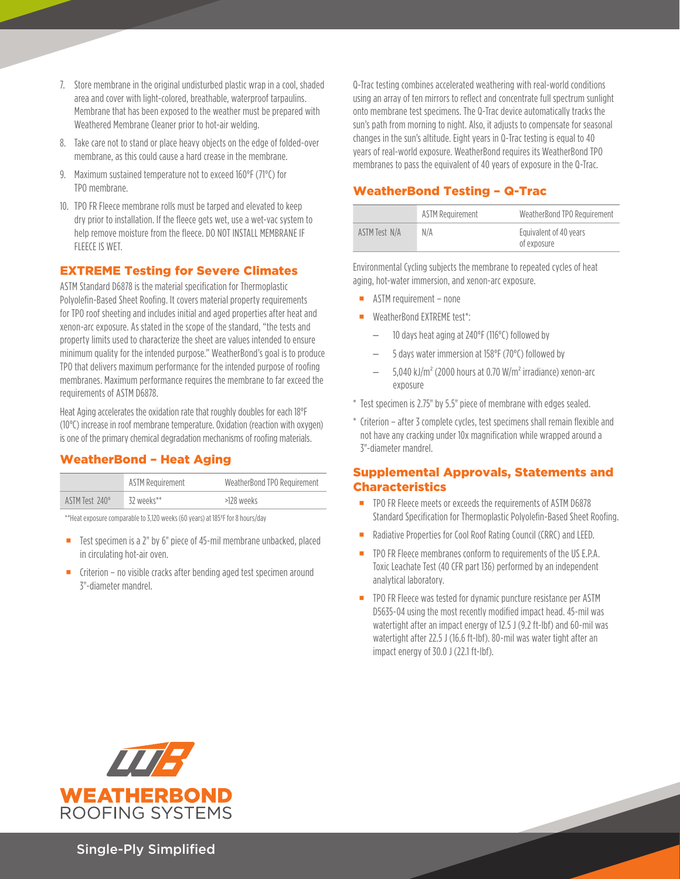7. Store membrane in the original undisturbed plastic wrap in a cool, shaded area and cover with light-colored, breathable, waterproof tarpaulins. Membrane that has been exposed to the weather must be prepared with Weathered Membrane Cleaner prior to hot-air welding.
8. Take care not to stand or place heavy objects on the edge of folded-over membrane, as this could cause a hard crease in the membrane.
9. Maximum sustained temperature not to exceed 160°F (71°C) for TPO membrane.
10. TPO FR Fleece membrane rolls must be tarped and elevated to keep dry prior to installation. If the fleece gets wet, use a wet-vac system to help remove moisture from the fleece. DO NOT INSTALL MEMBRANE IF FLEECE IS WET.

## EXTREME Testing for Severe Climates

ASTM Standard D6878 is the material specification for Thermoplastic Polyolefin-Based Sheet Roofing. It covers material property requirements for TPO roof sheeting and includes initial and aged properties after heat and xenon-arc exposure. As stated in the scope of the standard, "the tests and property limits used to characterize the sheet are values intended to ensure minimum quality for the intended purpose." WeatherBond's goal is to produce TPO that delivers maximum performance for the intended purpose of roofing membranes. Maximum performance requires the membrane to far exceed the requirements of ASTM D6878.

Heat Aging accelerates the oxidation rate that roughly doubles for each 18°F (10°C) increase in roof membrane temperature. Oxidation (reaction with oxygen) is one of the primary chemical degradation mechanisms of roofing materials.

## WeatherBond – Heat Aging

| | ASTM Requirement | WeatherBond TPO Requirement |
|---|---|---|
| ASTM Test 240° | 32 weeks** | >128 weeks |

**Heat exposure comparable to 3,120 weeks (60 years) at 185°F for 8 hours/day

- Test specimen is a 2" by 6" piece of 45-mil membrane unbacked, placed in circulating hot-air oven.
- Criterion – no visible cracks after bending aged test specimen around 3"-diameter mandrel.

Q-Trac testing combines accelerated weathering with real-world conditions using an array of ten mirrors to reflect and concentrate full spectrum sunlight onto membrane test specimens. The Q-Trac device automatically tracks the sun's path from morning to night. Also, it adjusts to compensate for seasonal changes in the sun's altitude. Eight years in Q-Trac testing is equal to 40 years of real-world exposure. WeatherBond requires its WeatherBond TPO membranes to pass the equivalent of 40 years of exposure in the Q-Trac.

## WeatherBond Testing – Q-Trac

| | ASTM Requirement | WeatherBond TPO Requirement |
|---|---|---|
| ASTM Test N/A | N/A | Equivalent of 40 years of exposure |

Environmental Cycling subjects the membrane to repeated cycles of heat aging, hot-water immersion, and xenon-arc exposure.

- ASTM requirement – none
- WeatherBond EXTREME test*:
  - 10 days heat aging at 240°F (116°C) followed by
  - 5 days water immersion at 158°F (70°C) followed by
  - 5,040 kJ/m² (2000 hours at 0.70 W/m² irradiance) xenon-arc exposure

\* Test specimen is 2.75" by 5.5" piece of membrane with edges sealed.

\* Criterion – after 3 complete cycles, test specimens shall remain flexible and not have any cracking under 10x magnification while wrapped around a 3"-diameter mandrel.

## Supplemental Approvals, Statements and Characteristics

- TPO FR Fleece meets or exceeds the requirements of ASTM D6878 Standard Specification for Thermoplastic Polyolefin-Based Sheet Roofing.
- Radiative Properties for Cool Roof Rating Council (CRRC) and LEED.
- TPO FR Fleece membranes conform to requirements of the US E.P.A. Toxic Leachate Test (40 CFR part 136) performed by an independent analytical laboratory.
- TPO FR Fleece was tested for dynamic puncture resistance per ASTM D5635-04 using the most recently modified impact head. 45-mil was watertight after an impact energy of 12.5 J (9.2 ft-lbf) and 60-mil was watertight after 22.5 J (16.6 ft-lbf). 80-mil was water tight after an impact energy of 30.0 J (22.1 ft-lbf).

WEATHERBOND
ROOFING SYSTEMS

Single-Ply Simplified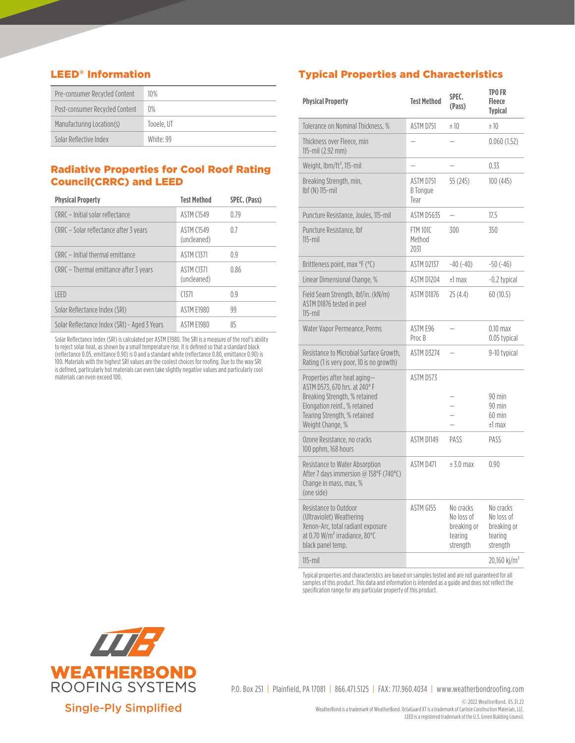## LEED® Information

| | |
|---|---|
| Pre-consumer Recycled Content | 10% |
| Post-consumer Recycled Content | 0% |
| Manufacturing Location(s) | Tooele, UT |
| Solar Reflective Index | White: 99 |

## Radiative Properties for Cool Roof Rating Council(CRRC) and LEED

| Physical Property | Test Method | SPEC. (Pass) |
|---|---|---|
| CRRC – Initial solar reflectance | ASTM C1549 | 0.79 |
| CRRC – Solar reflectance after 3 years | ASTM C1549 (uncleaned) | 0.7 |
| CRRC – Initial thermal emittance | ASTM C1371 | 0.9 |
| CRRC – Thermal emittance after 3 years | ASTM C1371 (uncleaned) | 0.86 |
| LEED | C1371 | 0.9 |
| Solar Reflectance Index (SRI) | ASTM E1980 | 99 |
| Solar Reflectance Index (SRI) - Aged 3 Years | ASTM E1980 | 85 |

Solar Reflectance Index (SRI) is calculated per ASTM E1980. The SRI is a measure of the roof's ability to reject solar heat, as shown by a small temperature rise. It is defined so that a standard black (reflectance 0.05, emittance 0.90) is 0 and a standard white (reflectance 0.80, emittance 0.90) is 100. Materials with the highest SRI values are the coolest choices for roofing. Due to the way SRI is defined, particularly hot materials can even take slightly negative values and particularly cool materials can even exceed 100.

## Typical Properties and Characteristics

| Physical Property | Test Method | SPEC. (Pass) | TPO FR Fleece Typical |
|---|---|---|---|
| Tolerance on Nominal Thickness, % | ASTM D751 | ± 10 | ± 10 |
| Thickness over Fleece, min 115-mil (2.92 mm) | – | – | 0.060 (1.52) |
| Weight, lbm/ft², 115-mil | – | – | 0.33 |
| Breaking Strength, min, lbf (N) 115-mil | ASTM D751 B Tongue Tear | 55 (245) | 100 (445) |
| Puncture Resistance, Joules, 115-mil | ASTM D5635 | – | 17.5 |
| Puncture Resistance, lbf 115-mil | FTM 101C Method 2031 | 300 | 350 |
| Brittleness point, max °F (°C) | ASTM D2137 | -40 (-40) | -50 (-46) |
| Linear Dimensional Change, % | ASTM D1204 | ±1 max | -0.2 typical |
| Field Seam Strength, lbf/in. (kN/m) ASTM D1876 tested in peel 115-mil | ASTM D1876 | 25 (4.4) | 60 (10.5) |
| Water Vapor Permeance, Perms | ASTM E96 Proc B | – | 0.10 max 0.05 typical |
| Resistance to Microbial Surface Growth, Rating (1 is very poor, 10 is no growth) | ASTM D3274 | – | 9-10 typical |
| Properties after heat aging– ASTM D573, 670 hrs. at 240° F | ASTM D573 | | |
| Breaking Strength, % retained | | – | 90 min |
| Elongation reinf., % retained | | – | 90 min |
| Tearing Strength, % retained | | – | 60 min |
| Weight Change, % | | – | ±1 max |
| Ozone Resistance, no cracks 100 pphm, 168 hours | ASTM D1149 | PASS | PASS |
| Resistance to Water Absorption After 7 days immersion @ 158°F (740°C) Change in mass, max, % (one side) | ASTM D471 | ± 3.0 max | 0.90 |
| Resistance to Outdoor (Ultraviolet) Weathering Xenon-Arc, total radiant exposure at 0.70 W/m² irradiance, 80°C black panel temp. | ASTM G155 | No cracks No loss of breaking or tearing strength | No cracks No loss of breaking or tearing strength |
| 115-mil | | | 20,160 kj/m² |

Typical properties and characteristics are based on samples tested and are not guaranteed for all samples of this product. This data and information is intended as a guide and does not reflect the specification range for any particular property of this product.

WEATHERBOND ROOFING SYSTEMS

Single-Ply Simplified

P.O. Box 251 | Plainfield, PA 17081 | 866.471.5125 | FAX: 717.960.4034 | www.weatherbondroofing.com

© 2022 WeatherBond. 05.31.22

WeatherBond is a trademark of WeatherBond. OctaGuard XT is a trademark of Carlisle Construction Materials, LLC.
LEED is a registered trademark of the U.S. Green Building Council.